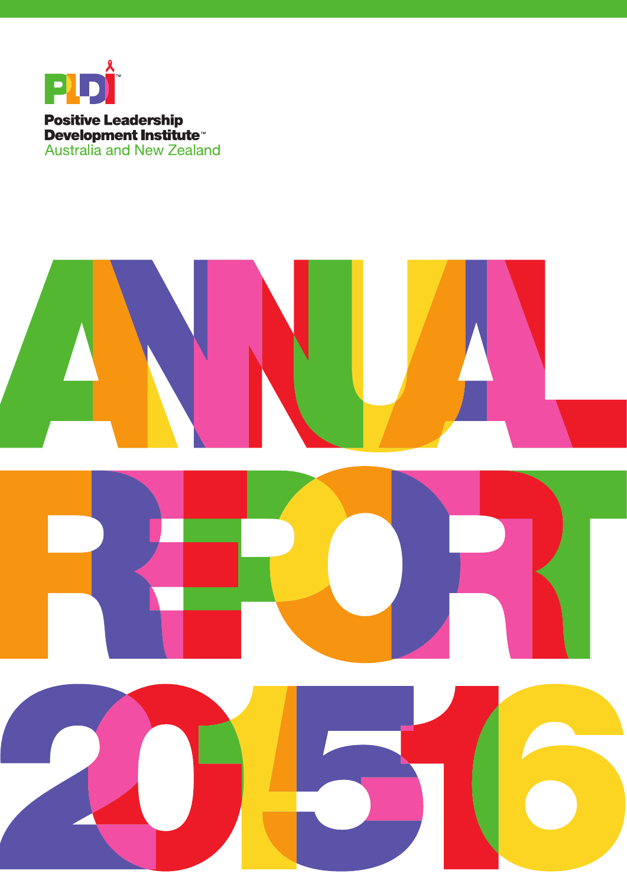PLDI™

**Positive Leadership Development Institute™**

Australia and New Zealand

# ANNUAL REPORT 2015/16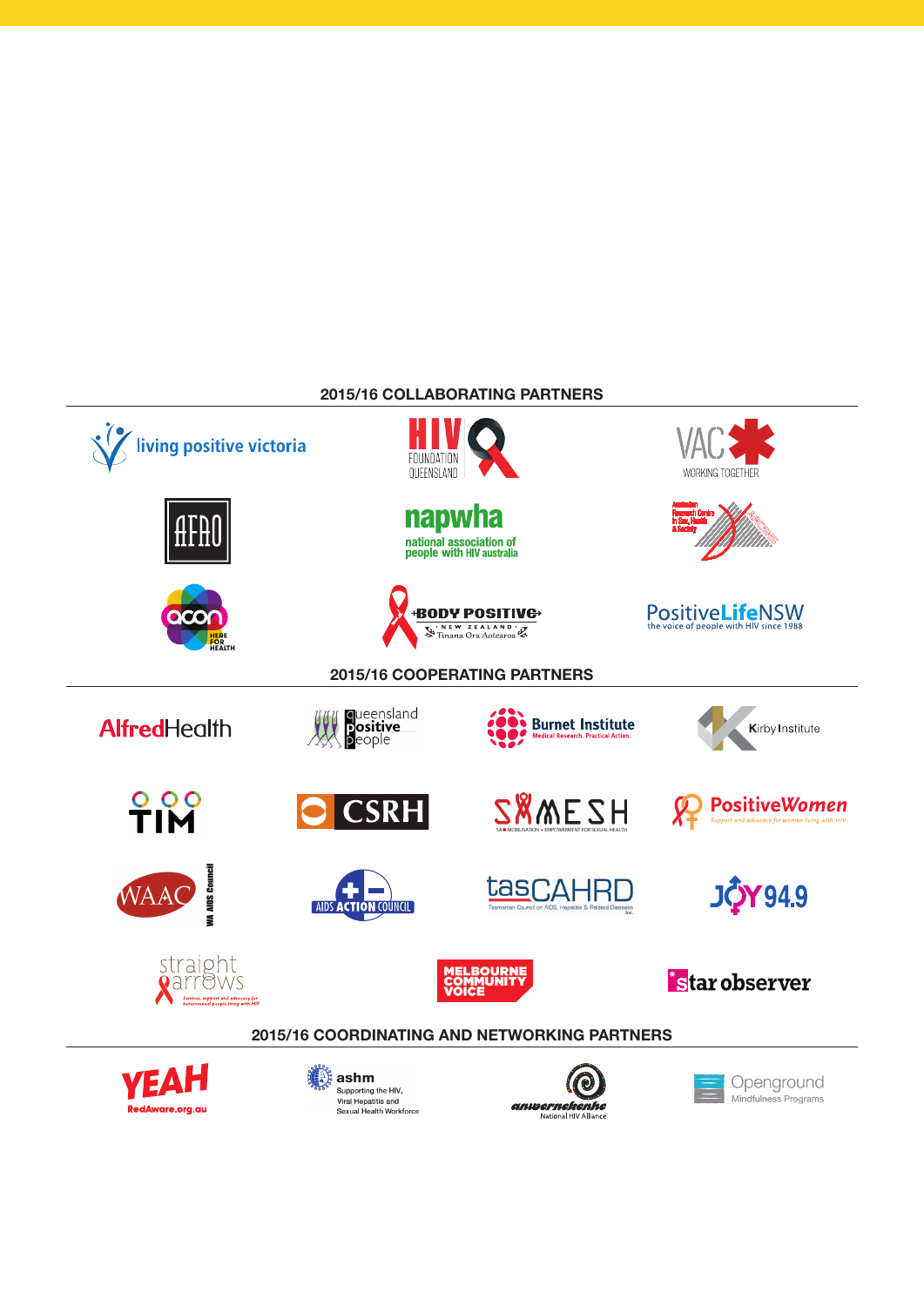## 2015/16 COLLABORATING PARTNERS

living positive victoria

HIV FOUNDATION QUEENSLAND

VAC WORKING TOGETHER

AFAO

napwha national association of people with HIV australia

Australian Research Centre in Sex, Health & Society

acon HERE FOR HEALTH

BODY POSITIVE NEW ZEALAND Tinana Ora Aotearoa

PositiveLifeNSW the voice of people with HIV since 1988

## 2015/16 COOPERATING PARTNERS

AlfredHealth

Queensland Positive People

Burnet Institute Medical Research. Practical Action.

Kirby Institute

TIM

CSRH

SAMESH SA MOBILISATION + EMPOWERMENT FOR SEXUAL HEALTH

PositiveWomen Support and advocacy for women living with HIV

WAAC WA AIDS Council

AIDS ACTION COUNCIL

tasCAHRD Tasmanian Council on AIDS, Hepatitis & Related Diseases Inc.

JOY 94.9

straight arrows Services, support and advocacy for heterosexual people living with HIV

MELBOURNE COMMUNITY VOICE

star observer

## 2015/16 COORDINATING AND NETWORKING PARTNERS

YEAH RedAware.org.au

ashm Supporting the HIV, Viral Hepatitis and Sexual Health Workforce

anwernekenhe National HIV Alliance

Openground Mindfulness Programs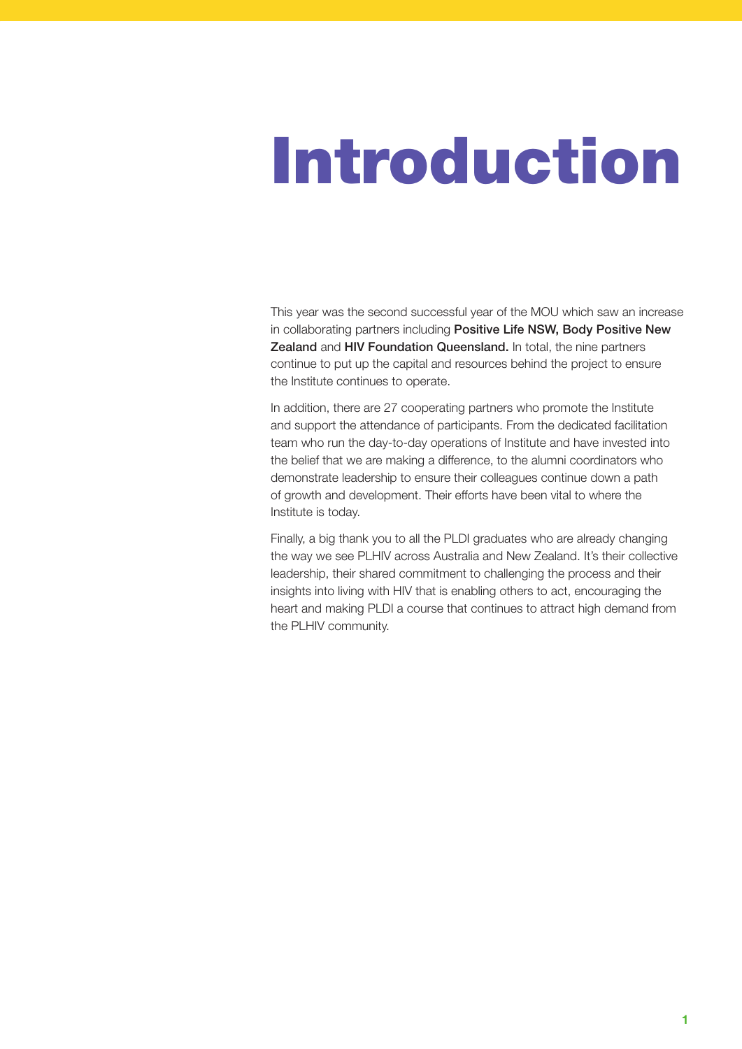# Introduction

This year was the second successful year of the MOU which saw an increase in collaborating partners including **Positive Life NSW, Body Positive New Zealand** and **HIV Foundation Queensland.** In total, the nine partners continue to put up the capital and resources behind the project to ensure the Institute continues to operate.

In addition, there are 27 cooperating partners who promote the Institute and support the attendance of participants. From the dedicated facilitation team who run the day-to-day operations of Institute and have invested into the belief that we are making a difference, to the alumni coordinators who demonstrate leadership to ensure their colleagues continue down a path of growth and development. Their efforts have been vital to where the Institute is today.

Finally, a big thank you to all the PLDI graduates who are already changing the way we see PLHIV across Australia and New Zealand. It's their collective leadership, their shared commitment to challenging the process and their insights into living with HIV that is enabling others to act, encouraging the heart and making PLDI a course that continues to attract high demand from the PLHIV community.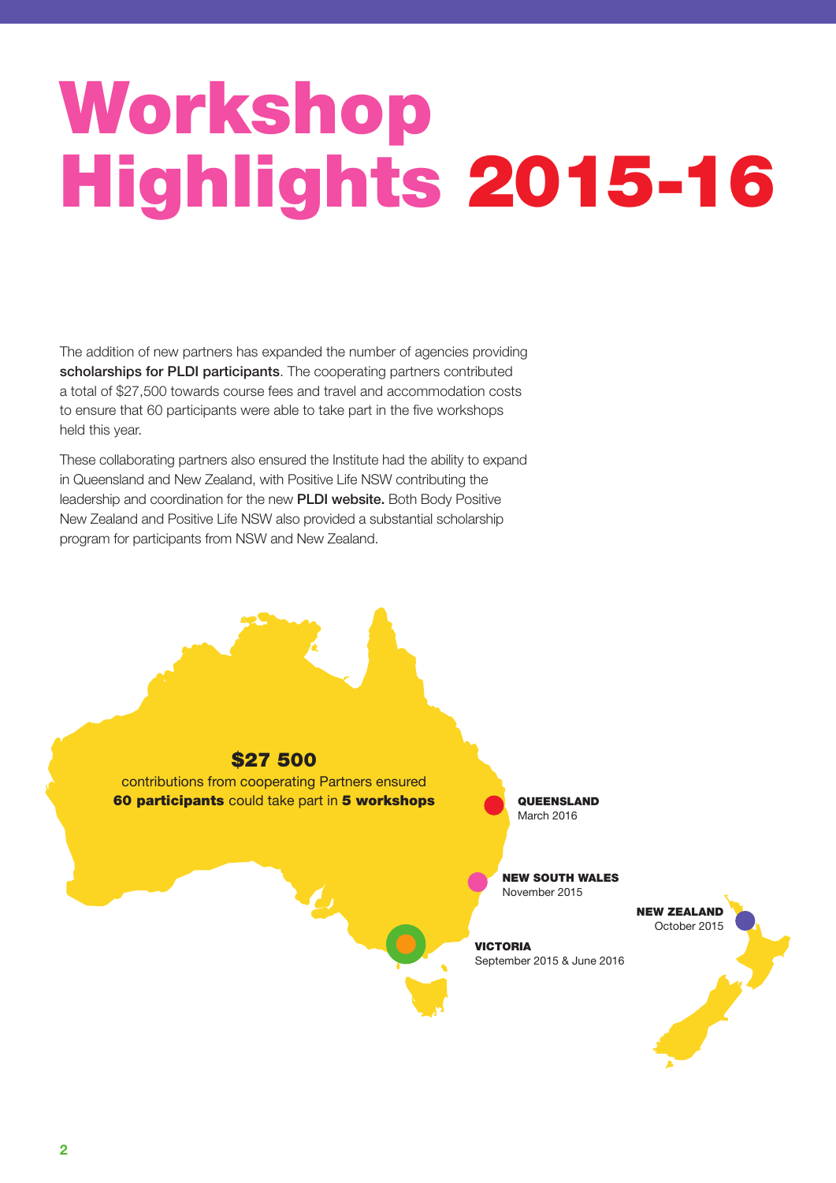# Workshop Highlights 2015-16

The addition of new partners has expanded the number of agencies providing **scholarships for PLDI participants**. The cooperating partners contributed a total of $27,500 towards course fees and travel and accommodation costs to ensure that 60 participants were able to take part in the five workshops held this year.

These collaborating partners also ensured the Institute had the ability to expand in Queensland and New Zealand, with Positive Life NSW contributing the leadership and coordination for the new **PLDI website.** Both Body Positive New Zealand and Positive Life NSW also provided a substantial scholarship program for participants from NSW and New Zealand.

**$27 500**
contributions from cooperating Partners ensured **60 participants** could take part in **5 workshops**

**QUEENSLAND**
March 2016

**NEW SOUTH WALES**
November 2015

**NEW ZEALAND**
October 2015

**VICTORIA**
September 2015 & June 2016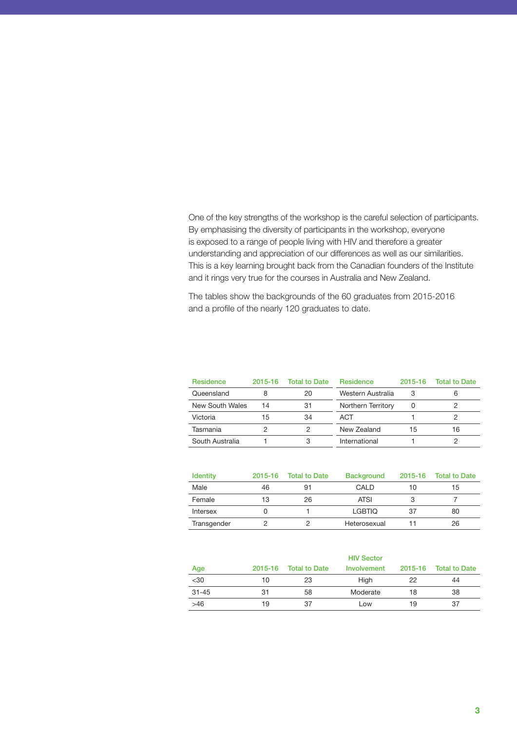One of the key strengths of the workshop is the careful selection of participants. By emphasising the diversity of participants in the workshop, everyone is exposed to a range of people living with HIV and therefore a greater understanding and appreciation of our differences as well as our similarities. This is a key learning brought back from the Canadian founders of the Institute and it rings very true for the courses in Australia and New Zealand.

The tables show the backgrounds of the 60 graduates from 2015-2016 and a profile of the nearly 120 graduates to date.

| Residence | 2015-16 | Total to Date | Residence | 2015-16 | Total to Date |
|---|---|---|---|---|---|
| Queensland | 8 | 20 | Western Australia | 3 | 6 |
| New South Wales | 14 | 31 | Northern Territory | 0 | 2 |
| Victoria | 15 | 34 | ACT | 1 | 2 |
| Tasmania | 2 | 2 | New Zealand | 15 | 16 |
| South Australia | 1 | 3 | International | 1 | 2 |

| Identity | 2015-16 | Total to Date | Background | 2015-16 | Total to Date |
|---|---|---|---|---|---|
| Male | 46 | 91 | CALD | 10 | 15 |
| Female | 13 | 26 | ATSI | 3 | 7 |
| Intersex | 0 | 1 | LGBTIQ | 37 | 80 |
| Transgender | 2 | 2 | Heterosexual | 11 | 26 |

| Age | 2015-16 | Total to Date | HIV Sector Involvement | 2015-16 | Total to Date |
|---|---|---|---|---|---|
| <30 | 10 | 23 | High | 22 | 44 |
| 31-45 | 31 | 58 | Moderate | 18 | 38 |
| >46 | 19 | 37 | Low | 19 | 37 |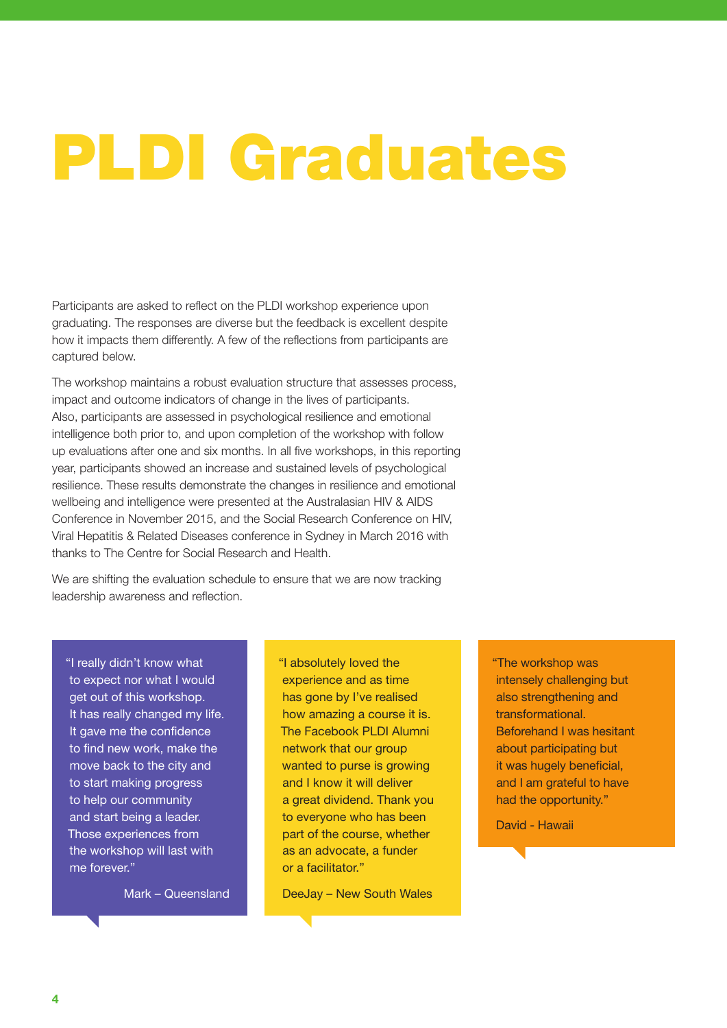# PLDI Graduates

Participants are asked to reflect on the PLDI workshop experience upon graduating. The responses are diverse but the feedback is excellent despite how it impacts them differently. A few of the reflections from participants are captured below.

The workshop maintains a robust evaluation structure that assesses process, impact and outcome indicators of change in the lives of participants. Also, participants are assessed in psychological resilience and emotional intelligence both prior to, and upon completion of the workshop with follow up evaluations after one and six months. In all five workshops, in this reporting year, participants showed an increase and sustained levels of psychological resilience. These results demonstrate the changes in resilience and emotional wellbeing and intelligence were presented at the Australasian HIV & AIDS Conference in November 2015, and the Social Research Conference on HIV, Viral Hepatitis & Related Diseases conference in Sydney in March 2016 with thanks to The Centre for Social Research and Health.

We are shifting the evaluation schedule to ensure that we are now tracking leadership awareness and reflection.

> "I really didn't know what to expect nor what I would get out of this workshop. It has really changed my life. It gave me the confidence to find new work, make the move back to the city and to start making progress to help our community and start being a leader. Those experiences from the workshop will last with me forever."
>
> Mark – Queensland

> "I absolutely loved the experience and as time has gone by I've realised how amazing a course it is. The Facebook PLDI Alumni network that our group wanted to purse is growing and I know it will deliver a great dividend. Thank you to everyone who has been part of the course, whether as an advocate, a funder or a facilitator."
>
> DeeJay – New South Wales

> "The workshop was intensely challenging but also strengthening and transformational. Beforehand I was hesitant about participating but it was hugely beneficial, and I am grateful to have had the opportunity."
>
> David - Hawaii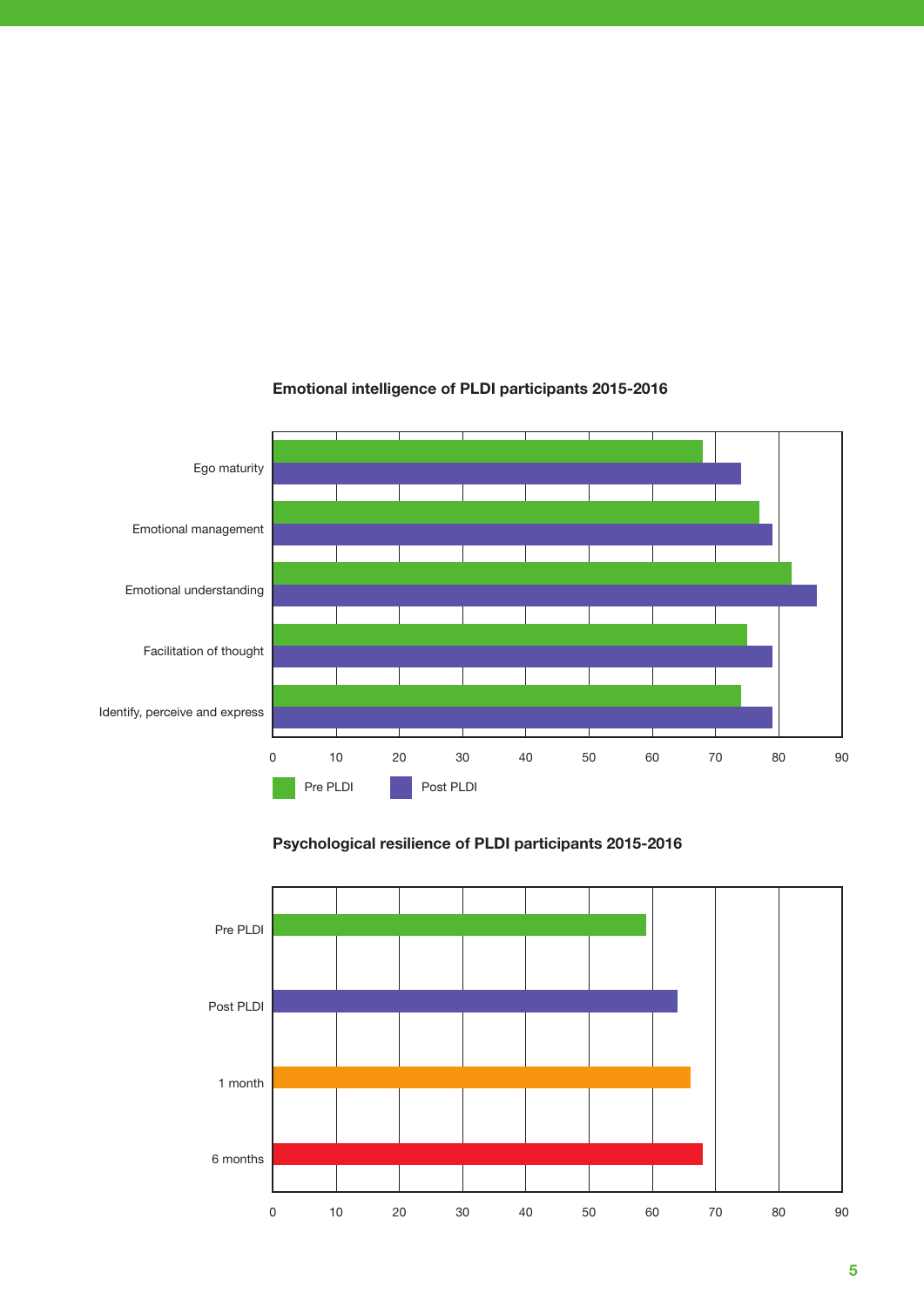**Emotional intelligence of PLDI participants 2015-2016**

**Psychological resilience of PLDI participants 2015-2016**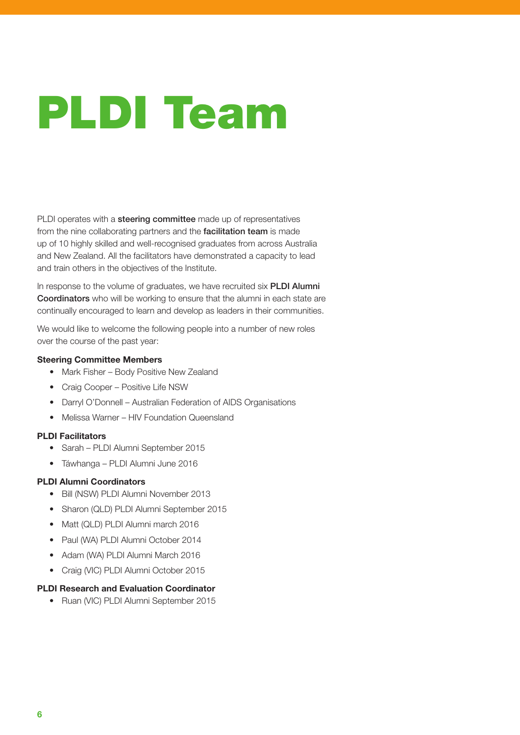# PLDI Team

PLDI operates with a **steering committee** made up of representatives from the nine collaborating partners and the **facilitation team** is made up of 10 highly skilled and well-recognised graduates from across Australia and New Zealand. All the facilitators have demonstrated a capacity to lead and train others in the objectives of the Institute.

In response to the volume of graduates, we have recruited six **PLDI Alumni Coordinators** who will be working to ensure that the alumni in each state are continually encouraged to learn and develop as leaders in their communities.

We would like to welcome the following people into a number of new roles over the course of the past year:

**Steering Committee Members**

- Mark Fisher – Body Positive New Zealand
- Craig Cooper – Positive Life NSW
- Darryl O'Donnell – Australian Federation of AIDS Organisations
- Melissa Warner – HIV Foundation Queensland

**PLDI Facilitators**

- Sarah – PLDI Alumni September 2015
- Táwhanga – PLDI Alumni June 2016

**PLDI Alumni Coordinators**

- Bill (NSW) PLDI Alumni November 2013
- Sharon (QLD) PLDI Alumni September 2015
- Matt (QLD) PLDI Alumni march 2016
- Paul (WA) PLDI Alumni October 2014
- Adam (WA) PLDI Alumni March 2016
- Craig (VIC) PLDI Alumni October 2015

**PLDI Research and Evaluation Coordinator**

- Ruan (VIC) PLDI Alumni September 2015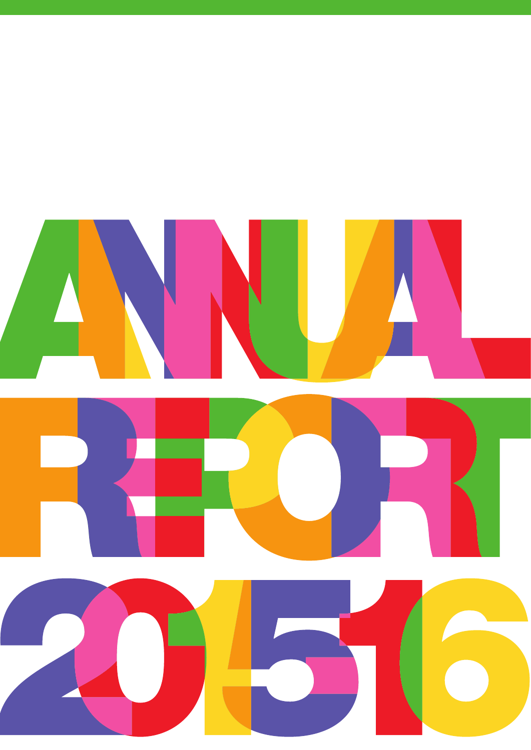# ANNUAL REPORT 2015/16